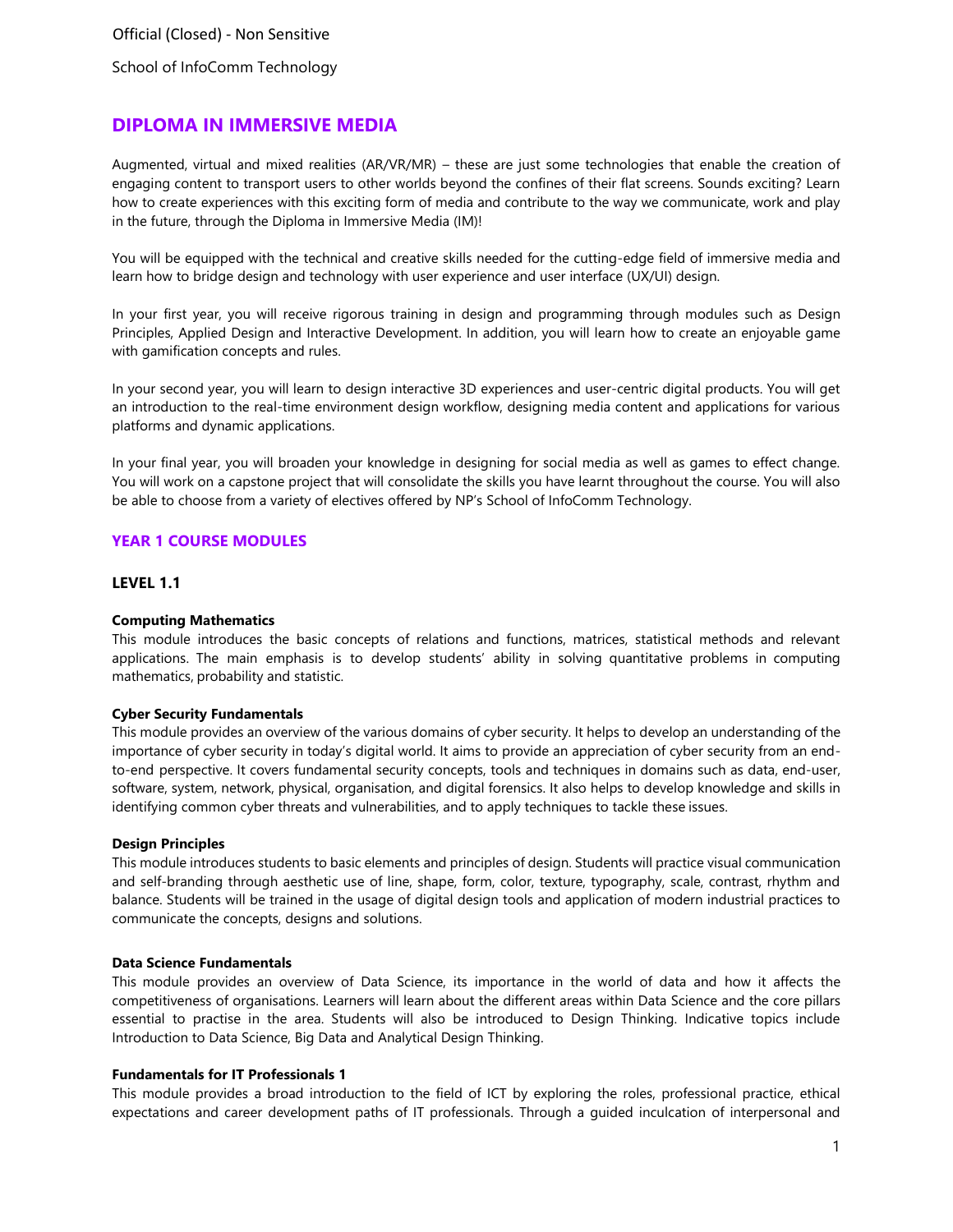Official (Closed) - Non Sensitive

School of InfoComm Technology

# DIPLOMA IN IMMERSIVE MEDIA

Augmented, virtual and mixed realities (AR/VR/MR) – these are just some technologies that enable the creation of engaging content to transport users to other worlds beyond the confines of their flat screens. Sounds exciting? Learn how to create experiences with this exciting form of media and contribute to the way we communicate, work and play in the future, through the Diploma in Immersive Media (IM)!

You will be equipped with the technical and creative skills needed for the cutting-edge field of immersive media and learn how to bridge design and technology with user experience and user interface (UX/UI) design.

In your first year, you will receive rigorous training in design and programming through modules such as Design Principles, Applied Design and Interactive Development. In addition, you will learn how to create an enjoyable game with gamification concepts and rules.

In your second year, you will learn to design interactive 3D experiences and user-centric digital products. You will get an introduction to the real-time environment design workflow, designing media content and applications for various platforms and dynamic applications.

In your final year, you will broaden your knowledge in designing for social media as well as games to effect change. You will work on a capstone project that will consolidate the skills you have learnt throughout the course. You will also be able to choose from a variety of electives offered by NP's School of InfoComm Technology.

## YEAR 1 COURSE MODULES

### LEVEL 1.1

**Computing Mathematics**
This module introduces the basic concepts of relations and functions, matrices, statistical methods and relevant applications. The main emphasis is to develop students' ability in solving quantitative problems in computing mathematics, probability and statistic.

**Cyber Security Fundamentals**
This module provides an overview of the various domains of cyber security. It helps to develop an understanding of the importance of cyber security in today's digital world. It aims to provide an appreciation of cyber security from an end-to-end perspective. It covers fundamental security concepts, tools and techniques in domains such as data, end-user, software, system, network, physical, organisation, and digital forensics. It also helps to develop knowledge and skills in identifying common cyber threats and vulnerabilities, and to apply techniques to tackle these issues.

**Design Principles**
This module introduces students to basic elements and principles of design. Students will practice visual communication and self-branding through aesthetic use of line, shape, form, color, texture, typography, scale, contrast, rhythm and balance. Students will be trained in the usage of digital design tools and application of modern industrial practices to communicate the concepts, designs and solutions.

**Data Science Fundamentals**
This module provides an overview of Data Science, its importance in the world of data and how it affects the competitiveness of organisations. Learners will learn about the different areas within Data Science and the core pillars essential to practise in the area. Students will also be introduced to Design Thinking. Indicative topics include Introduction to Data Science, Big Data and Analytical Design Thinking.

**Fundamentals for IT Professionals 1**
This module provides a broad introduction to the field of ICT by exploring the roles, professional practice, ethical expectations and career development paths of IT professionals. Through a guided inculcation of interpersonal and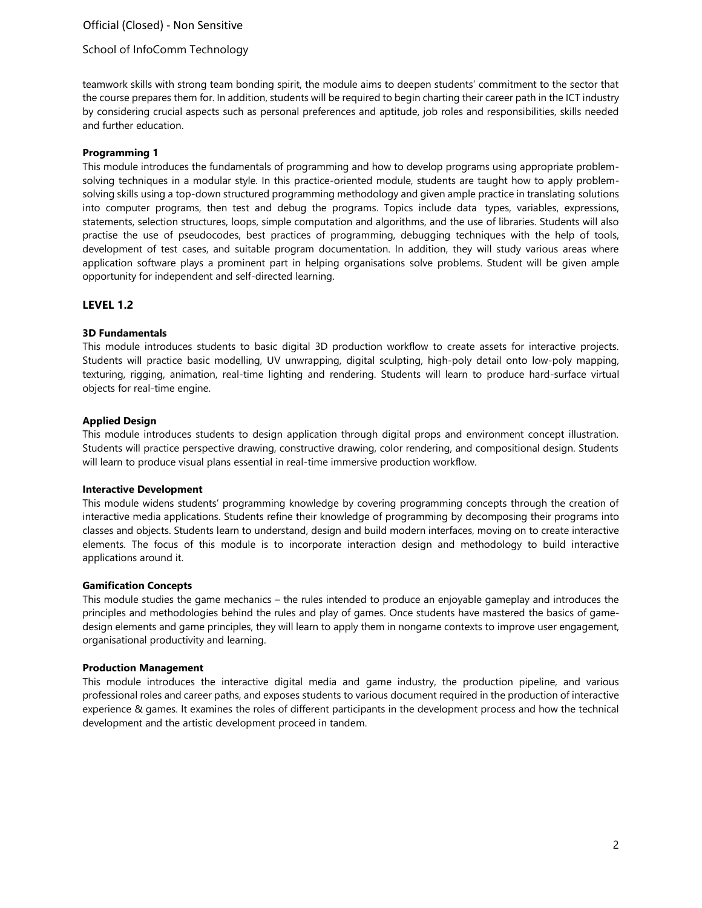teamwork skills with strong team bonding spirit, the module aims to deepen students' commitment to the sector that the course prepares them for. In addition, students will be required to begin charting their career path in the ICT industry by considering crucial aspects such as personal preferences and aptitude, job roles and responsibilities, skills needed and further education.

**Programming 1**

This module introduces the fundamentals of programming and how to develop programs using appropriate problem-solving techniques in a modular style. In this practice-oriented module, students are taught how to apply problem-solving skills using a top-down structured programming methodology and given ample practice in translating solutions into computer programs, then test and debug the programs. Topics include data types, variables, expressions, statements, selection structures, loops, simple computation and algorithms, and the use of libraries. Students will also practise the use of pseudocodes, best practices of programming, debugging techniques with the help of tools, development of test cases, and suitable program documentation. In addition, they will study various areas where application software plays a prominent part in helping organisations solve problems. Student will be given ample opportunity for independent and self-directed learning.

## LEVEL 1.2

**3D Fundamentals**

This module introduces students to basic digital 3D production workflow to create assets for interactive projects. Students will practice basic modelling, UV unwrapping, digital sculpting, high-poly detail onto low-poly mapping, texturing, rigging, animation, real-time lighting and rendering. Students will learn to produce hard-surface virtual objects for real-time engine.

**Applied Design**

This module introduces students to design application through digital props and environment concept illustration. Students will practice perspective drawing, constructive drawing, color rendering, and compositional design. Students will learn to produce visual plans essential in real-time immersive production workflow.

**Interactive Development**

This module widens students' programming knowledge by covering programming concepts through the creation of interactive media applications. Students refine their knowledge of programming by decomposing their programs into classes and objects. Students learn to understand, design and build modern interfaces, moving on to create interactive elements. The focus of this module is to incorporate interaction design and methodology to build interactive applications around it.

**Gamification Concepts**

This module studies the game mechanics – the rules intended to produce an enjoyable gameplay and introduces the principles and methodologies behind the rules and play of games. Once students have mastered the basics of game-design elements and game principles, they will learn to apply them in nongame contexts to improve user engagement, organisational productivity and learning.

**Production Management**

This module introduces the interactive digital media and game industry, the production pipeline, and various professional roles and career paths, and exposes students to various document required in the production of interactive experience & games. It examines the roles of different participants in the development process and how the technical development and the artistic development proceed in tandem.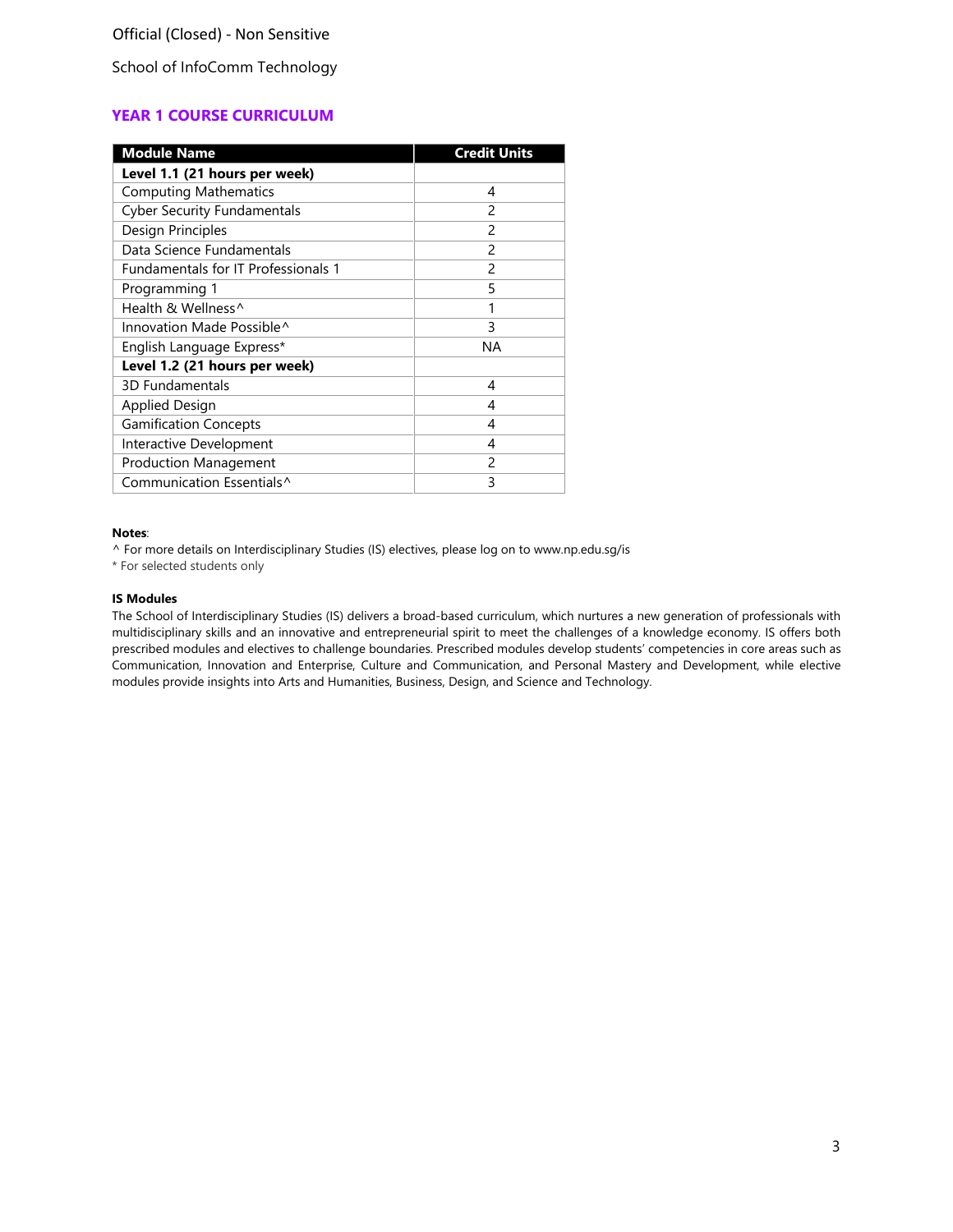Official (Closed) - Non Sensitive

School of InfoComm Technology

## YEAR 1 COURSE CURRICULUM

| Module Name | Credit Units |
|---|---|
| **Level 1.1 (21 hours per week)** | |
| Computing Mathematics | 4 |
| Cyber Security Fundamentals | 2 |
| Design Principles | 2 |
| Data Science Fundamentals | 2 |
| Fundamentals for IT Professionals 1 | 2 |
| Programming 1 | 5 |
| Health & Wellness^ | 1 |
| Innovation Made Possible^ | 3 |
| English Language Express* | NA |
| **Level 1.2 (21 hours per week)** | |
| 3D Fundamentals | 4 |
| Applied Design | 4 |
| Gamification Concepts | 4 |
| Interactive Development | 4 |
| Production Management | 2 |
| Communication Essentials^ | 3 |

**Notes**:

^ For more details on Interdisciplinary Studies (IS) electives, please log on to www.np.edu.sg/is

* For selected students only

**IS Modules**

The School of Interdisciplinary Studies (IS) delivers a broad-based curriculum, which nurtures a new generation of professionals with multidisciplinary skills and an innovative and entrepreneurial spirit to meet the challenges of a knowledge economy. IS offers both prescribed modules and electives to challenge boundaries. Prescribed modules develop students' competencies in core areas such as Communication, Innovation and Enterprise, Culture and Communication, and Personal Mastery and Development, while elective modules provide insights into Arts and Humanities, Business, Design, and Science and Technology.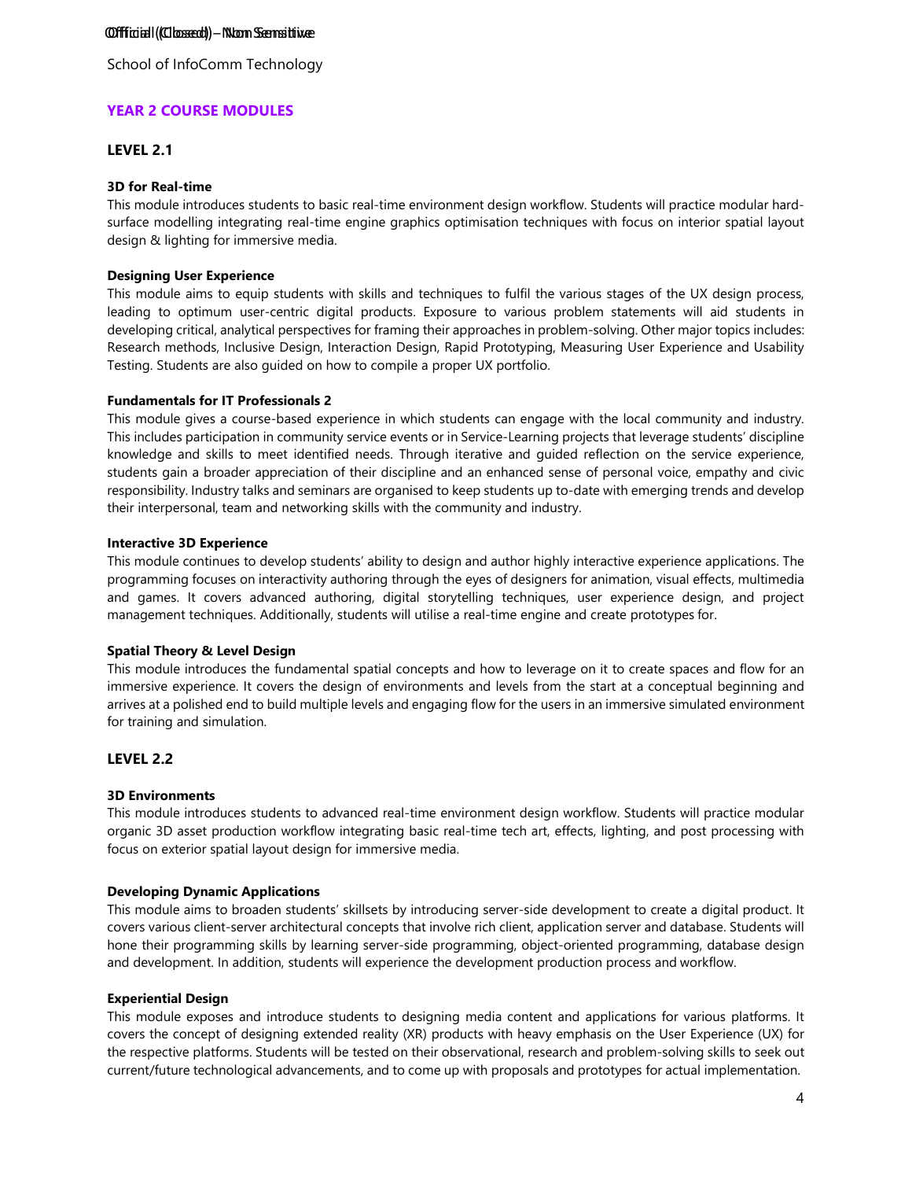School of InfoComm Technology

## YEAR 2 COURSE MODULES

### LEVEL 2.1

**3D for Real-time**

This module introduces students to basic real-time environment design workflow. Students will practice modular hard-surface modelling integrating real-time engine graphics optimisation techniques with focus on interior spatial layout design & lighting for immersive media.

**Designing User Experience**

This module aims to equip students with skills and techniques to fulfil the various stages of the UX design process, leading to optimum user-centric digital products. Exposure to various problem statements will aid students in developing critical, analytical perspectives for framing their approaches in problem-solving. Other major topics includes: Research methods, Inclusive Design, Interaction Design, Rapid Prototyping, Measuring User Experience and Usability Testing. Students are also guided on how to compile a proper UX portfolio.

**Fundamentals for IT Professionals 2**

This module gives a course-based experience in which students can engage with the local community and industry. This includes participation in community service events or in Service-Learning projects that leverage students' discipline knowledge and skills to meet identified needs. Through iterative and guided reflection on the service experience, students gain a broader appreciation of their discipline and an enhanced sense of personal voice, empathy and civic responsibility. Industry talks and seminars are organised to keep students up to-date with emerging trends and develop their interpersonal, team and networking skills with the community and industry.

**Interactive 3D Experience**

This module continues to develop students' ability to design and author highly interactive experience applications. The programming focuses on interactivity authoring through the eyes of designers for animation, visual effects, multimedia and games. It covers advanced authoring, digital storytelling techniques, user experience design, and project management techniques. Additionally, students will utilise a real-time engine and create prototypes for.

**Spatial Theory & Level Design**

This module introduces the fundamental spatial concepts and how to leverage on it to create spaces and flow for an immersive experience. It covers the design of environments and levels from the start at a conceptual beginning and arrives at a polished end to build multiple levels and engaging flow for the users in an immersive simulated environment for training and simulation.

### LEVEL 2.2

**3D Environments**

This module introduces students to advanced real-time environment design workflow. Students will practice modular organic 3D asset production workflow integrating basic real-time tech art, effects, lighting, and post processing with focus on exterior spatial layout design for immersive media.

**Developing Dynamic Applications**

This module aims to broaden students' skillsets by introducing server-side development to create a digital product. It covers various client-server architectural concepts that involve rich client, application server and database. Students will hone their programming skills by learning server-side programming, object-oriented programming, database design and development. In addition, students will experience the development production process and workflow.

**Experiential Design**

This module exposes and introduce students to designing media content and applications for various platforms. It covers the concept of designing extended reality (XR) products with heavy emphasis on the User Experience (UX) for the respective platforms. Students will be tested on their observational, research and problem-solving skills to seek out current/future technological advancements, and to come up with proposals and prototypes for actual implementation.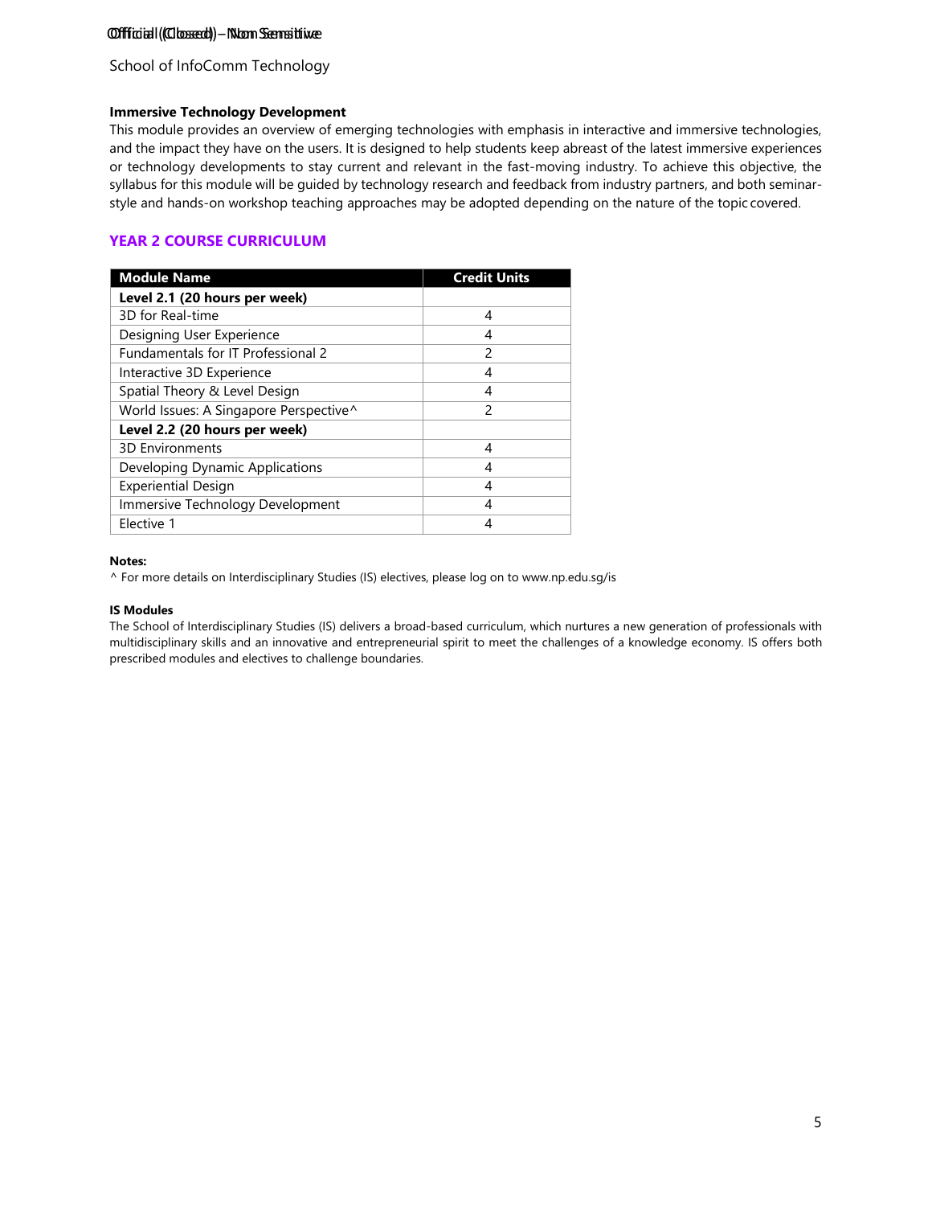### Immersive Technology Development

This module provides an overview of emerging technologies with emphasis in interactive and immersive technologies, and the impact they have on the users. It is designed to help students keep abreast of the latest immersive experiences or technology developments to stay current and relevant in the fast-moving industry. To achieve this objective, the syllabus for this module will be guided by technology research and feedback from industry partners, and both seminar-style and hands-on workshop teaching approaches may be adopted depending on the nature of the topic covered.

## YEAR 2 COURSE CURRICULUM

| Module Name | Credit Units |
| --- | --- |
| **Level 2.1 (20 hours per week)** | |
| 3D for Real-time | 4 |
| Designing User Experience | 4 |
| Fundamentals for IT Professional 2 | 2 |
| Interactive 3D Experience | 4 |
| Spatial Theory & Level Design | 4 |
| World Issues: A Singapore Perspective^ | 2 |
| **Level 2.2 (20 hours per week)** | |
| 3D Environments | 4 |
| Developing Dynamic Applications | 4 |
| Experiential Design | 4 |
| Immersive Technology Development | 4 |
| Elective 1 | 4 |

**Notes:**

^ For more details on Interdisciplinary Studies (IS) electives, please log on to www.np.edu.sg/is

**IS Modules**

The School of Interdisciplinary Studies (IS) delivers a broad-based curriculum, which nurtures a new generation of professionals with multidisciplinary skills and an innovative and entrepreneurial spirit to meet the challenges of a knowledge economy. IS offers both prescribed modules and electives to challenge boundaries.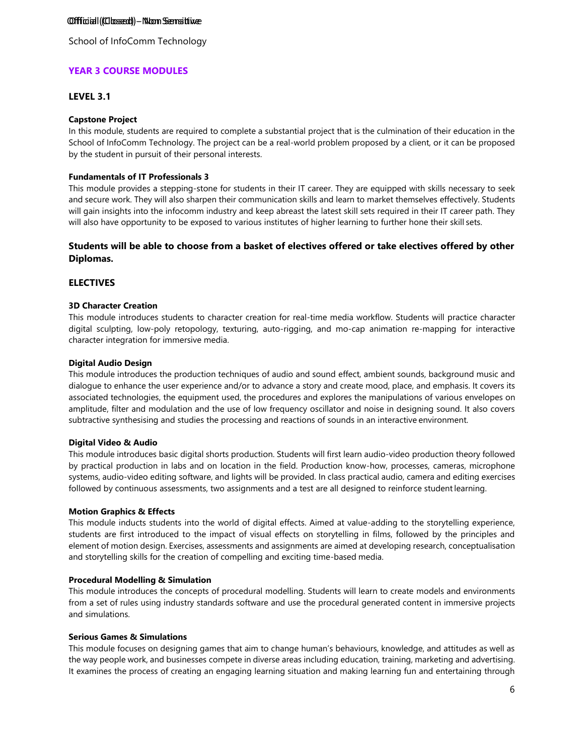School of InfoComm Technology

## YEAR 3 COURSE MODULES

### LEVEL 3.1

**Capstone Project**

In this module, students are required to complete a substantial project that is the culmination of their education in the School of InfoComm Technology. The project can be a real-world problem proposed by a client, or it can be proposed by the student in pursuit of their personal interests.

**Fundamentals of IT Professionals 3**

This module provides a stepping-stone for students in their IT career. They are equipped with skills necessary to seek and secure work. They will also sharpen their communication skills and learn to market themselves effectively. Students will gain insights into the infocomm industry and keep abreast the latest skill sets required in their IT career path. They will also have opportunity to be exposed to various institutes of higher learning to further hone their skill sets.

**Students will be able to choose from a basket of electives offered or take electives offered by other Diplomas.**

### ELECTIVES

**3D Character Creation**

This module introduces students to character creation for real-time media workflow. Students will practice character digital sculpting, low-poly retopology, texturing, auto-rigging, and mo-cap animation re-mapping for interactive character integration for immersive media.

**Digital Audio Design**

This module introduces the production techniques of audio and sound effect, ambient sounds, background music and dialogue to enhance the user experience and/or to advance a story and create mood, place, and emphasis. It covers its associated technologies, the equipment used, the procedures and explores the manipulations of various envelopes on amplitude, filter and modulation and the use of low frequency oscillator and noise in designing sound. It also covers subtractive synthesising and studies the processing and reactions of sounds in an interactive environment.

**Digital Video & Audio**

This module introduces basic digital shorts production. Students will first learn audio-video production theory followed by practical production in labs and on location in the field. Production know-how, processes, cameras, microphone systems, audio-video editing software, and lights will be provided. In class practical audio, camera and editing exercises followed by continuous assessments, two assignments and a test are all designed to reinforce student learning.

**Motion Graphics & Effects**

This module inducts students into the world of digital effects. Aimed at value-adding to the storytelling experience, students are first introduced to the impact of visual effects on storytelling in films, followed by the principles and element of motion design. Exercises, assessments and assignments are aimed at developing research, conceptualisation and storytelling skills for the creation of compelling and exciting time-based media.

**Procedural Modelling & Simulation**

This module introduces the concepts of procedural modelling. Students will learn to create models and environments from a set of rules using industry standards software and use the procedural generated content in immersive projects and simulations.

**Serious Games & Simulations**

This module focuses on designing games that aim to change human's behaviours, knowledge, and attitudes as well as the way people work, and businesses compete in diverse areas including education, training, marketing and advertising. It examines the process of creating an engaging learning situation and making learning fun and entertaining through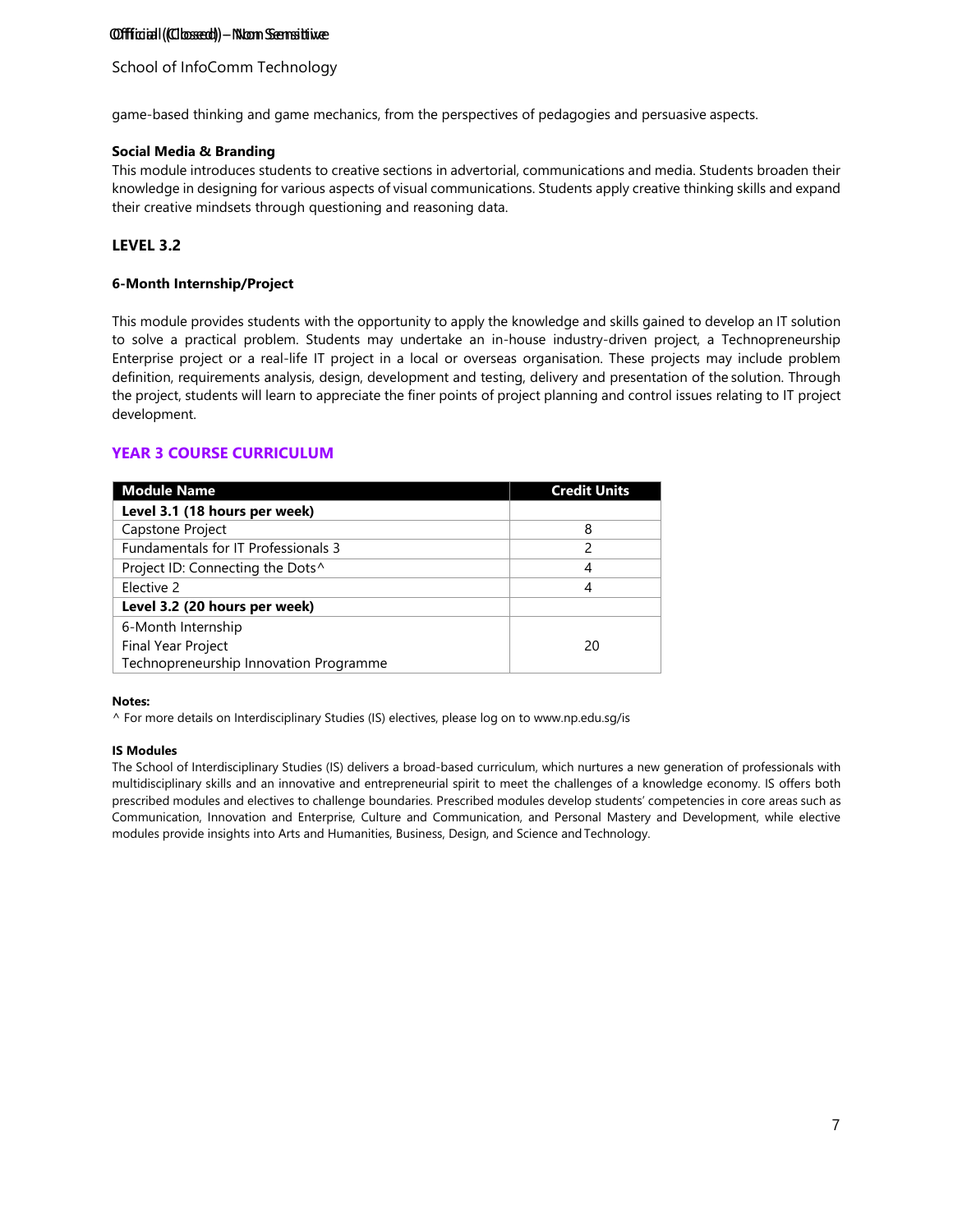game-based thinking and game mechanics, from the perspectives of pedagogies and persuasive aspects.

**Social Media & Branding**

This module introduces students to creative sections in advertorial, communications and media. Students broaden their knowledge in designing for various aspects of visual communications. Students apply creative thinking skills and expand their creative mindsets through questioning and reasoning data.

### LEVEL 3.2

**6-Month Internship/Project**

This module provides students with the opportunity to apply the knowledge and skills gained to develop an IT solution to solve a practical problem. Students may undertake an in-house industry-driven project, a Technopreneurship Enterprise project or a real-life IT project in a local or overseas organisation. These projects may include problem definition, requirements analysis, design, development and testing, delivery and presentation of the solution. Through the project, students will learn to appreciate the finer points of project planning and control issues relating to IT project development.

## YEAR 3 COURSE CURRICULUM

| Module Name | Credit Units |
|---|---|
| **Level 3.1 (18 hours per week)** | |
| Capstone Project | 8 |
| Fundamentals for IT Professionals 3 | 2 |
| Project ID: Connecting the Dots^ | 4 |
| Elective 2 | 4 |
| **Level 3.2 (20 hours per week)** | |
| 6-Month Internship<br>Final Year Project<br>Technopreneurship Innovation Programme | 20 |

**Notes:**

^ For more details on Interdisciplinary Studies (IS) electives, please log on to www.np.edu.sg/is

**IS Modules**

The School of Interdisciplinary Studies (IS) delivers a broad-based curriculum, which nurtures a new generation of professionals with multidisciplinary skills and an innovative and entrepreneurial spirit to meet the challenges of a knowledge economy. IS offers both prescribed modules and electives to challenge boundaries. Prescribed modules develop students' competencies in core areas such as Communication, Innovation and Enterprise, Culture and Communication, and Personal Mastery and Development, while elective modules provide insights into Arts and Humanities, Business, Design, and Science and Technology.